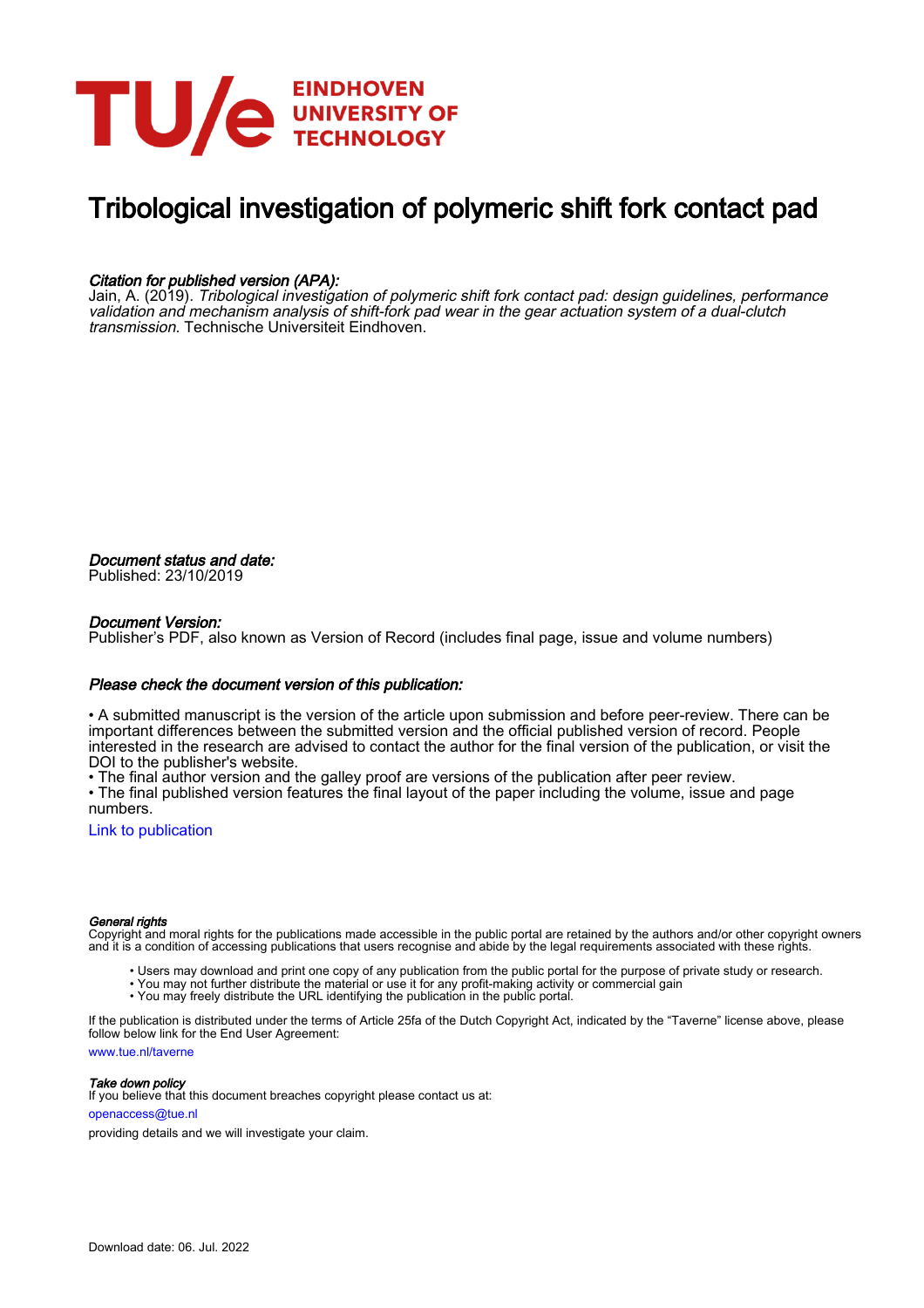EINDHOVEN UNIVERSITY OF TECHNOLOGY

# Tribological investigation of polymeric shift fork contact pad

***Citation for published version (APA):***

Jain, A. (2019). *Tribological investigation of polymeric shift fork contact pad: design guidelines, performance validation and mechanism analysis of shift-fork pad wear in the gear actuation system of a dual-clutch transmission*. Technische Universiteit Eindhoven.

***Document status and date:***

Published: 23/10/2019

***Document Version:***

Publisher's PDF, also known as Version of Record (includes final page, issue and volume numbers)

***Please check the document version of this publication:***

• A submitted manuscript is the version of the article upon submission and before peer-review. There can be important differences between the submitted version and the official published version of record. People interested in the research are advised to contact the author for the final version of the publication, or visit the DOI to the publisher's website.
• The final author version and the galley proof are versions of the publication after peer review.
• The final published version features the final layout of the paper including the volume, issue and page numbers.

Link to publication

***General rights***

Copyright and moral rights for the publications made accessible in the public portal are retained by the authors and/or other copyright owners and it is a condition of accessing publications that users recognise and abide by the legal requirements associated with these rights.

• Users may download and print one copy of any publication from the public portal for the purpose of private study or research.
• You may not further distribute the material or use it for any profit-making activity or commercial gain
• You may freely distribute the URL identifying the publication in the public portal.

If the publication is distributed under the terms of Article 25fa of the Dutch Copyright Act, indicated by the "Taverne" license above, please follow below link for the End User Agreement:

www.tue.nl/taverne

***Take down policy***

If you believe that this document breaches copyright please contact us at:

openaccess@tue.nl

providing details and we will investigate your claim.

Download date: 06. Jul. 2022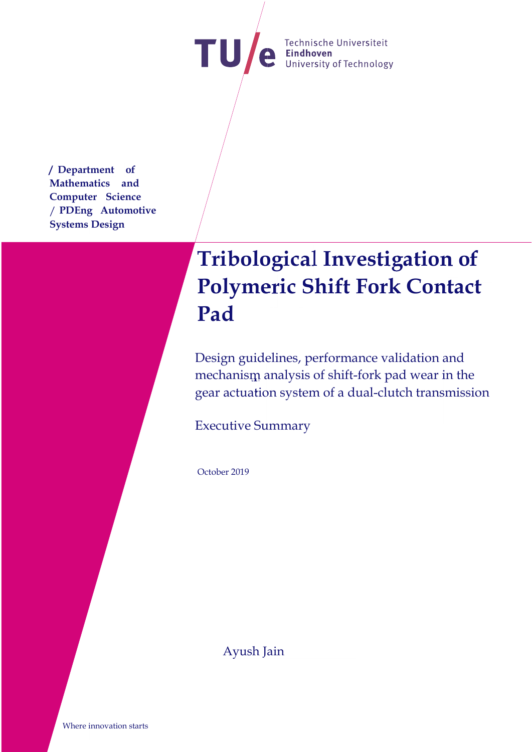Technische Universiteit
**Eindhoven**
University of Technology

**/ Department of Mathematics and Computer Science / PDEng Automotive Systems Design**

# Tribological Investigation of Polymeric Shift Fork Contact Pad

Design guidelines, performance validation and mechanism analysis of shift-fork pad wear in the gear actuation system of a dual-clutch transmission

Executive Summary

October 2019

Ayush Jain

Where innovation starts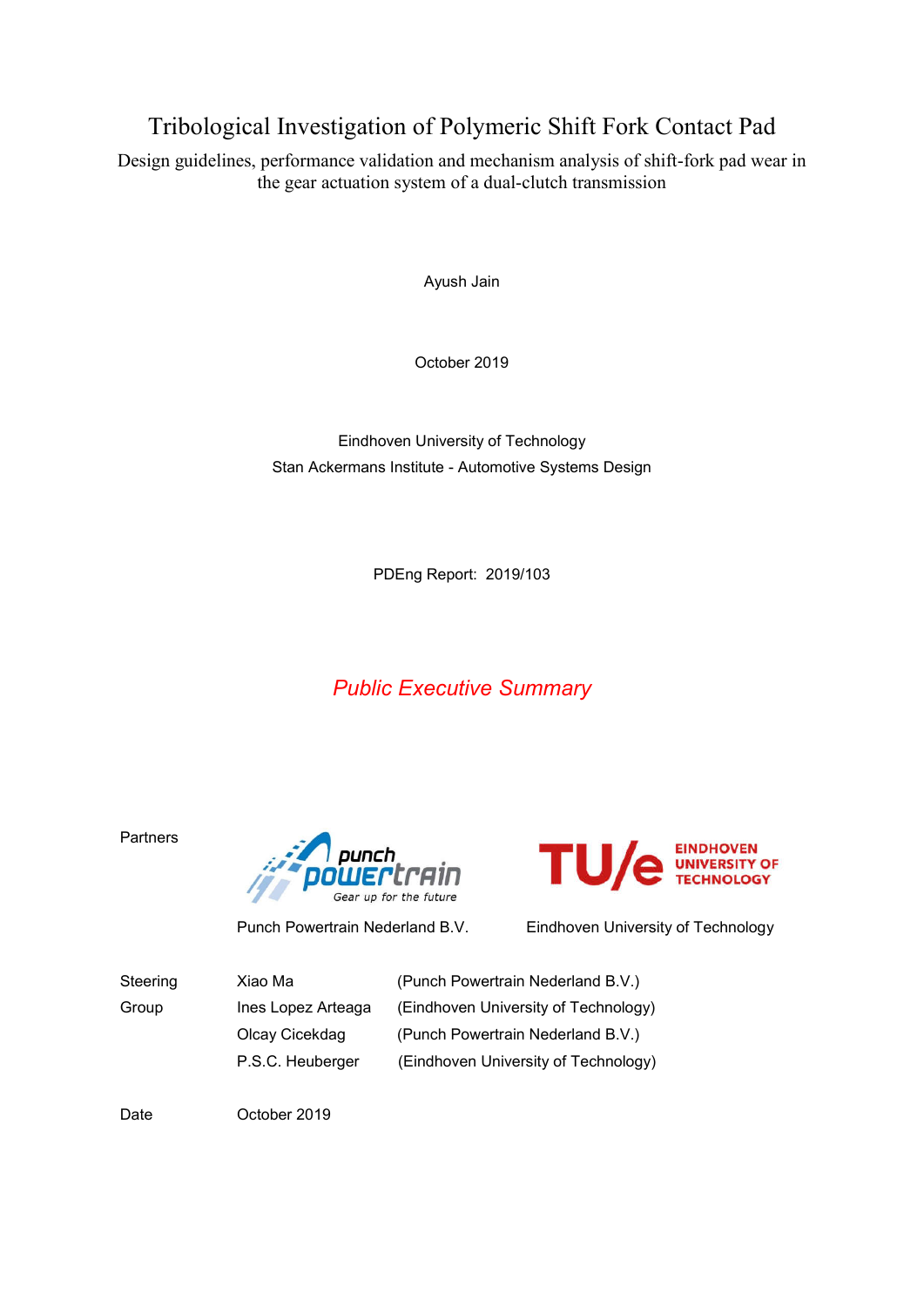# Tribological Investigation of Polymeric Shift Fork Contact Pad

Design guidelines, performance validation and mechanism analysis of shift-fork pad wear in the gear actuation system of a dual-clutch transmission

Ayush Jain

October 2019

Eindhoven University of Technology
Stan Ackermans Institute - Automotive Systems Design

PDEng Report: 2019/103

*Public Executive Summary*

| | | |
|---|---|---|
| Partners | Punch Powertrain Nederland B.V. | Eindhoven University of Technology |

| | | |
|---|---|---|
| Steering Group | Xiao Ma | (Punch Powertrain Nederland B.V.) |
| | Ines Lopez Arteaga | (Eindhoven University of Technology) |
| | Olcay Cicekdag | (Punch Powertrain Nederland B.V.) |
| | P.S.C. Heuberger | (Eindhoven University of Technology) |
| Date | October 2019 | |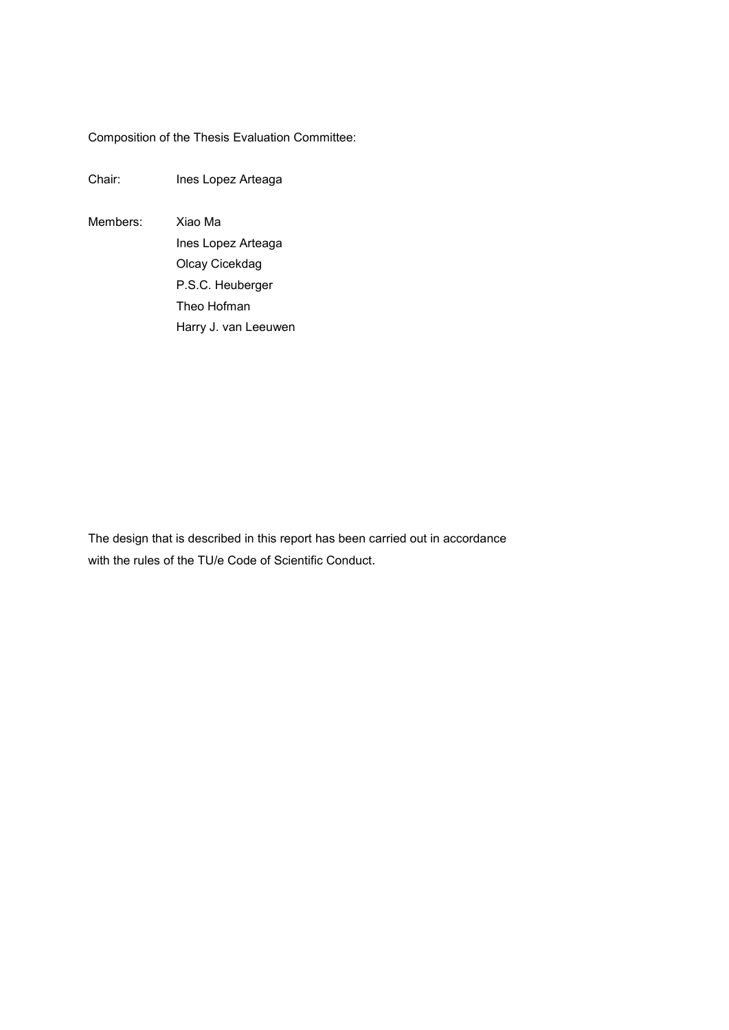Composition of the Thesis Evaluation Committee:

Chair: Ines Lopez Arteaga

Members: Xiao Ma  
Ines Lopez Arteaga  
Olcay Cicekdag  
P.S.C. Heuberger  
Theo Hofman  
Harry J. van Leeuwen

The design that is described in this report has been carried out in accordance with the rules of the TU/e Code of Scientific Conduct.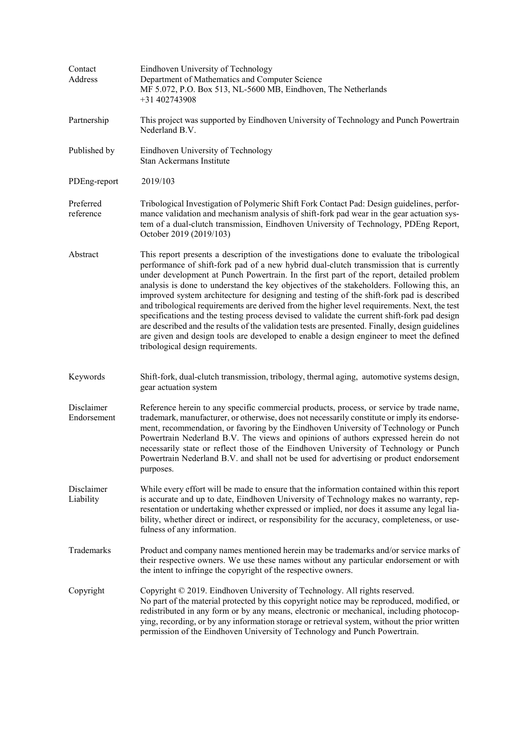| | |
|---|---|
| Contact Address | Eindhoven University of Technology<br>Department of Mathematics and Computer Science<br>MF 5.072, P.O. Box 513, NL-5600 MB, Eindhoven, The Netherlands<br>+31 402743908 |
| Partnership | This project was supported by Eindhoven University of Technology and Punch Powertrain Nederland B.V. |
| Published by | Eindhoven University of Technology<br>Stan Ackermans Institute |
| PDEng-report | 2019/103 |
| Preferred reference | Tribological Investigation of Polymeric Shift Fork Contact Pad: Design guidelines, performance validation and mechanism analysis of shift-fork pad wear in the gear actuation system of a dual-clutch transmission, Eindhoven University of Technology, PDEng Report, October 2019 (2019/103) |
| Abstract | This report presents a description of the investigations done to evaluate the tribological performance of shift-fork pad of a new hybrid dual-clutch transmission that is currently under development at Punch Powertrain. In the first part of the report, detailed problem analysis is done to understand the key objectives of the stakeholders. Following this, an improved system architecture for designing and testing of the shift-fork pad is described and tribological requirements are derived from the higher level requirements. Next, the test specifications and the testing process devised to validate the current shift-fork pad design are described and the results of the validation tests are presented. Finally, design guidelines are given and design tools are developed to enable a design engineer to meet the defined tribological design requirements. |
| Keywords | Shift-fork, dual-clutch transmission, tribology, thermal aging, automotive systems design, gear actuation system |
| Disclaimer Endorsement | Reference herein to any specific commercial products, process, or service by trade name, trademark, manufacturer, or otherwise, does not necessarily constitute or imply its endorsement, recommendation, or favoring by the Eindhoven University of Technology or Punch Powertrain Nederland B.V. The views and opinions of authors expressed herein do not necessarily state or reflect those of the Eindhoven University of Technology or Punch Powertrain Nederland B.V. and shall not be used for advertising or product endorsement purposes. |
| Disclaimer Liability | While every effort will be made to ensure that the information contained within this report is accurate and up to date, Eindhoven University of Technology makes no warranty, representation or undertaking whether expressed or implied, nor does it assume any legal liability, whether direct or indirect, or responsibility for the accuracy, completeness, or usefulness of any information. |
| Trademarks | Product and company names mentioned herein may be trademarks and/or service marks of their respective owners. We use these names without any particular endorsement or with the intent to infringe the copyright of the respective owners. |
| Copyright | Copyright © 2019. Eindhoven University of Technology. All rights reserved.<br>No part of the material protected by this copyright notice may be reproduced, modified, or redistributed in any form or by any means, electronic or mechanical, including photocopying, recording, or by any information storage or retrieval system, without the prior written permission of the Eindhoven University of Technology and Punch Powertrain. |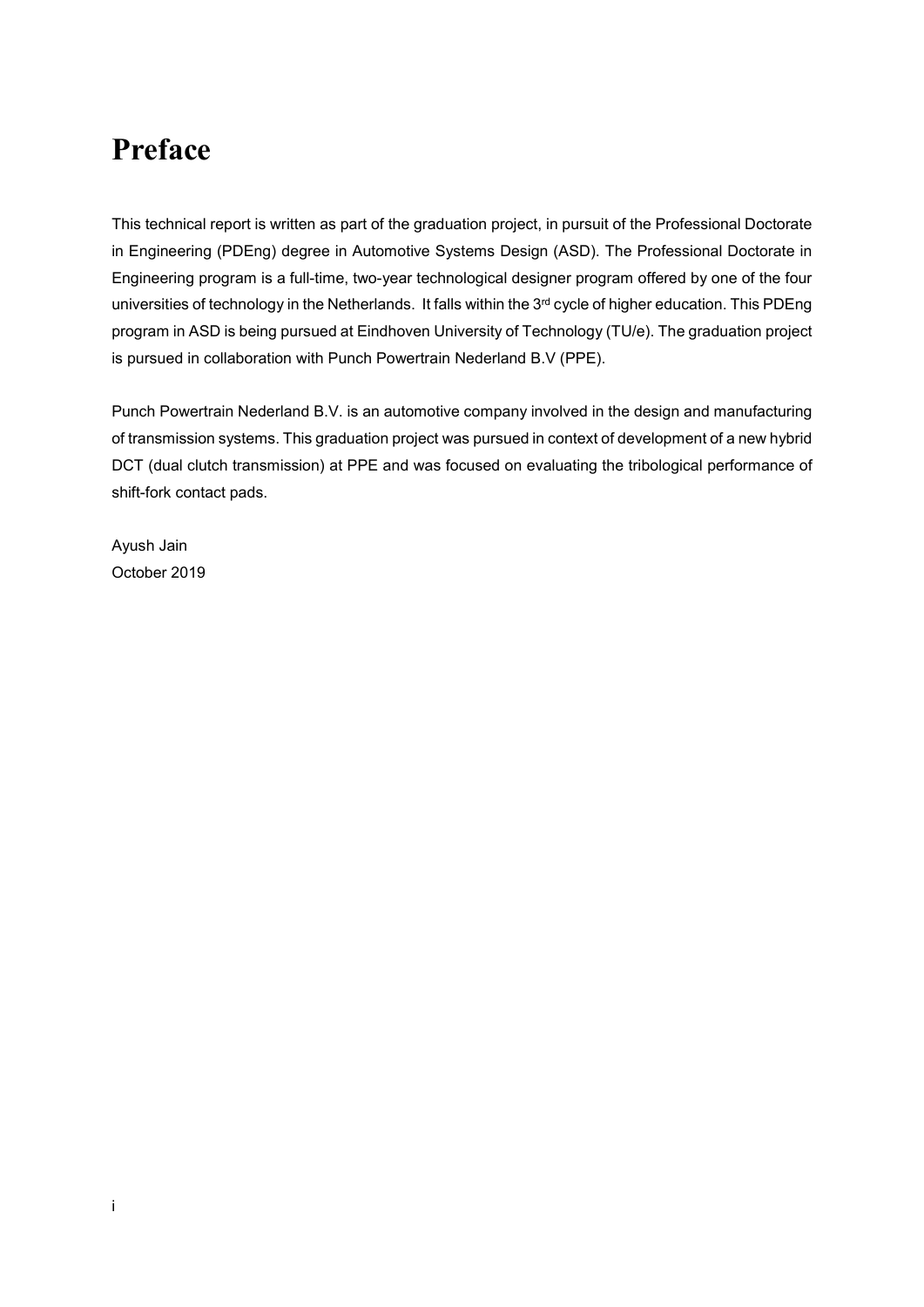# Preface

This technical report is written as part of the graduation project, in pursuit of the Professional Doctorate in Engineering (PDEng) degree in Automotive Systems Design (ASD). The Professional Doctorate in Engineering program is a full-time, two-year technological designer program offered by one of the four universities of technology in the Netherlands. It falls within the 3rd cycle of higher education. This PDEng program in ASD is being pursued at Eindhoven University of Technology (TU/e). The graduation project is pursued in collaboration with Punch Powertrain Nederland B.V (PPE).

Punch Powertrain Nederland B.V. is an automotive company involved in the design and manufacturing of transmission systems. This graduation project was pursued in context of development of a new hybrid DCT (dual clutch transmission) at PPE and was focused on evaluating the tribological performance of shift-fork contact pads.

Ayush Jain
October 2019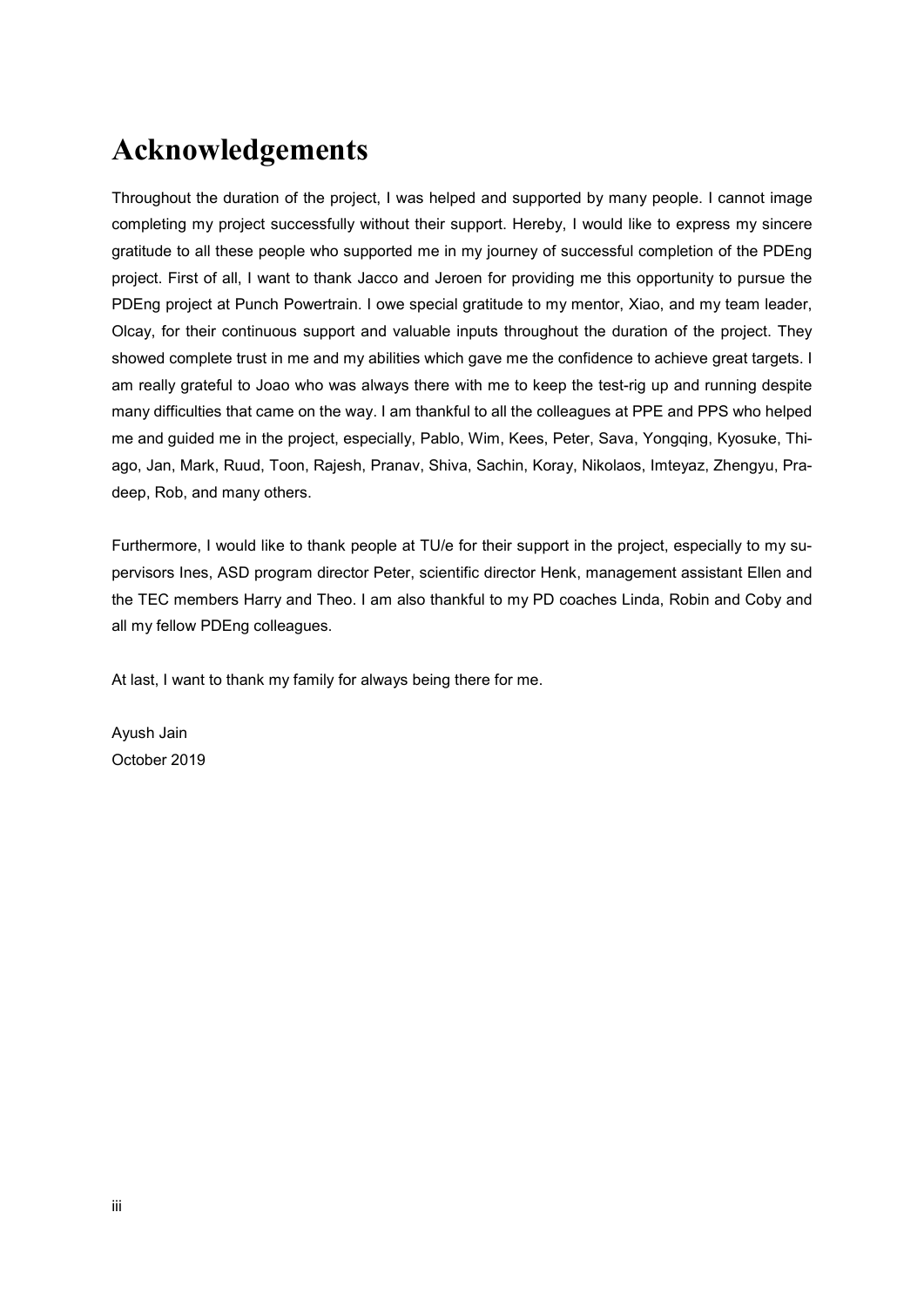# Acknowledgements

Throughout the duration of the project, I was helped and supported by many people. I cannot image completing my project successfully without their support. Hereby, I would like to express my sincere gratitude to all these people who supported me in my journey of successful completion of the PDEng project. First of all, I want to thank Jacco and Jeroen for providing me this opportunity to pursue the PDEng project at Punch Powertrain. I owe special gratitude to my mentor, Xiao, and my team leader, Olcay, for their continuous support and valuable inputs throughout the duration of the project. They showed complete trust in me and my abilities which gave me the confidence to achieve great targets. I am really grateful to Joao who was always there with me to keep the test-rig up and running despite many difficulties that came on the way. I am thankful to all the colleagues at PPE and PPS who helped me and guided me in the project, especially, Pablo, Wim, Kees, Peter, Sava, Yongqing, Kyosuke, Thiago, Jan, Mark, Ruud, Toon, Rajesh, Pranav, Shiva, Sachin, Koray, Nikolaos, Imteyaz, Zhengyu, Pradeep, Rob, and many others.

Furthermore, I would like to thank people at TU/e for their support in the project, especially to my supervisors Ines, ASD program director Peter, scientific director Henk, management assistant Ellen and the TEC members Harry and Theo. I am also thankful to my PD coaches Linda, Robin and Coby and all my fellow PDEng colleagues.

At last, I want to thank my family for always being there for me.

Ayush Jain
October 2019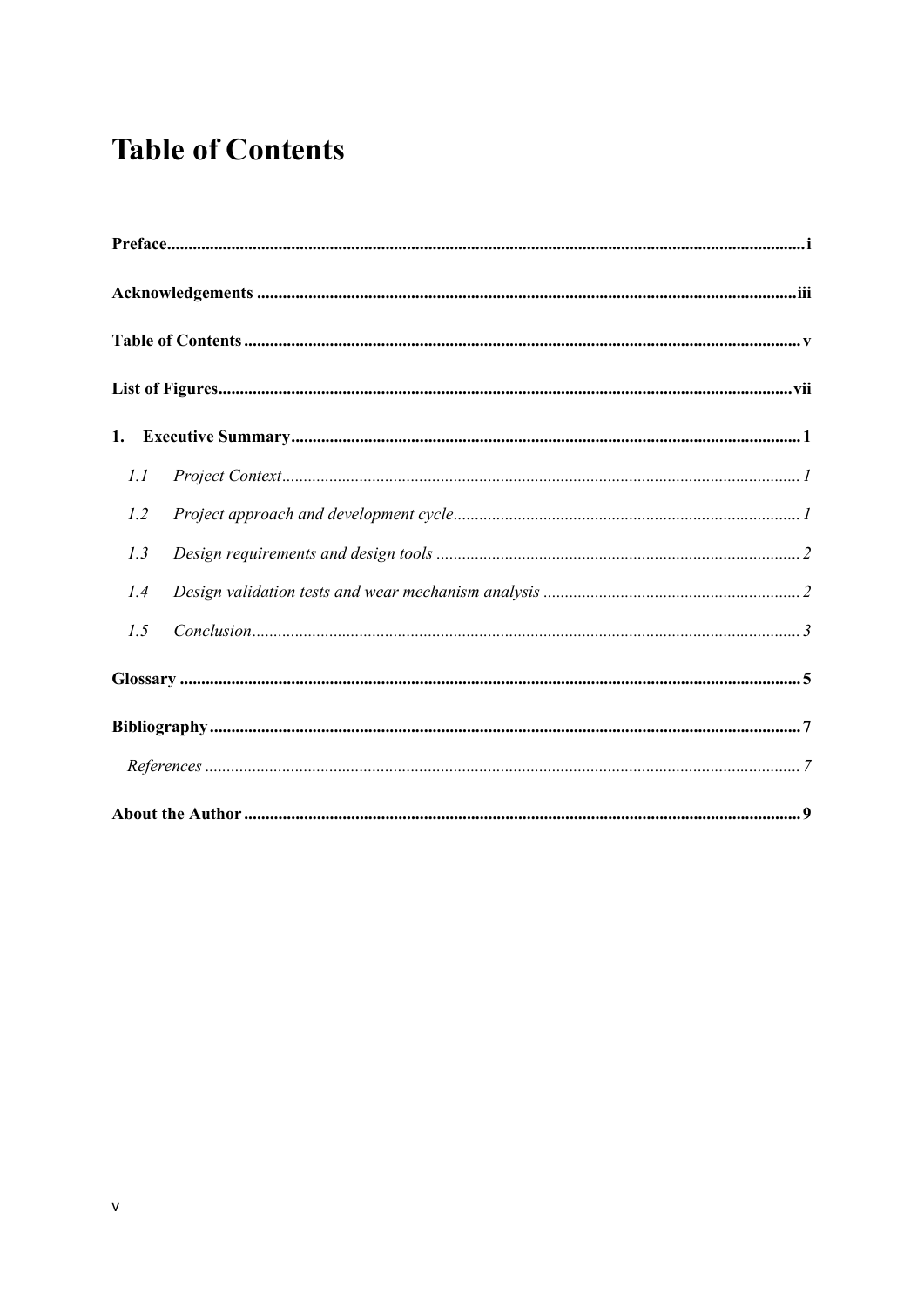# Table of Contents

**Preface** ..... i

**Acknowledgements** ..... iii

**Table of Contents** ..... v

**List of Figures** ..... vii

**1. Executive Summary** ..... 1

- *1.1 Project Context* ..... *1*
- *1.2 Project approach and development cycle* ..... *1*
- *1.3 Design requirements and design tools* ..... *2*
- *1.4 Design validation tests and wear mechanism analysis* ..... *2*
- *1.5 Conclusion* ..... *3*

**Glossary** ..... 5

**Bibliography** ..... 7

- *References* ..... *7*

**About the Author** ..... 9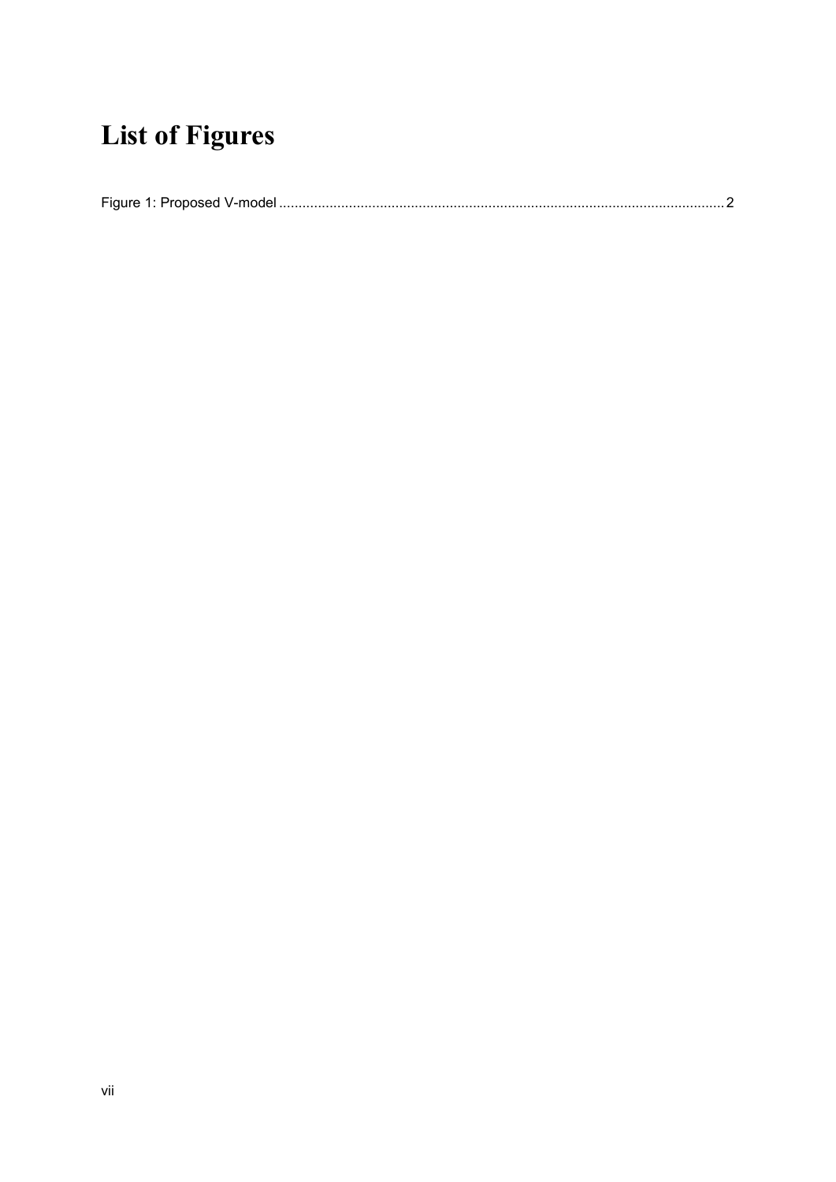# List of Figures

Figure 1: Proposed V-model .................................................................................................................. 2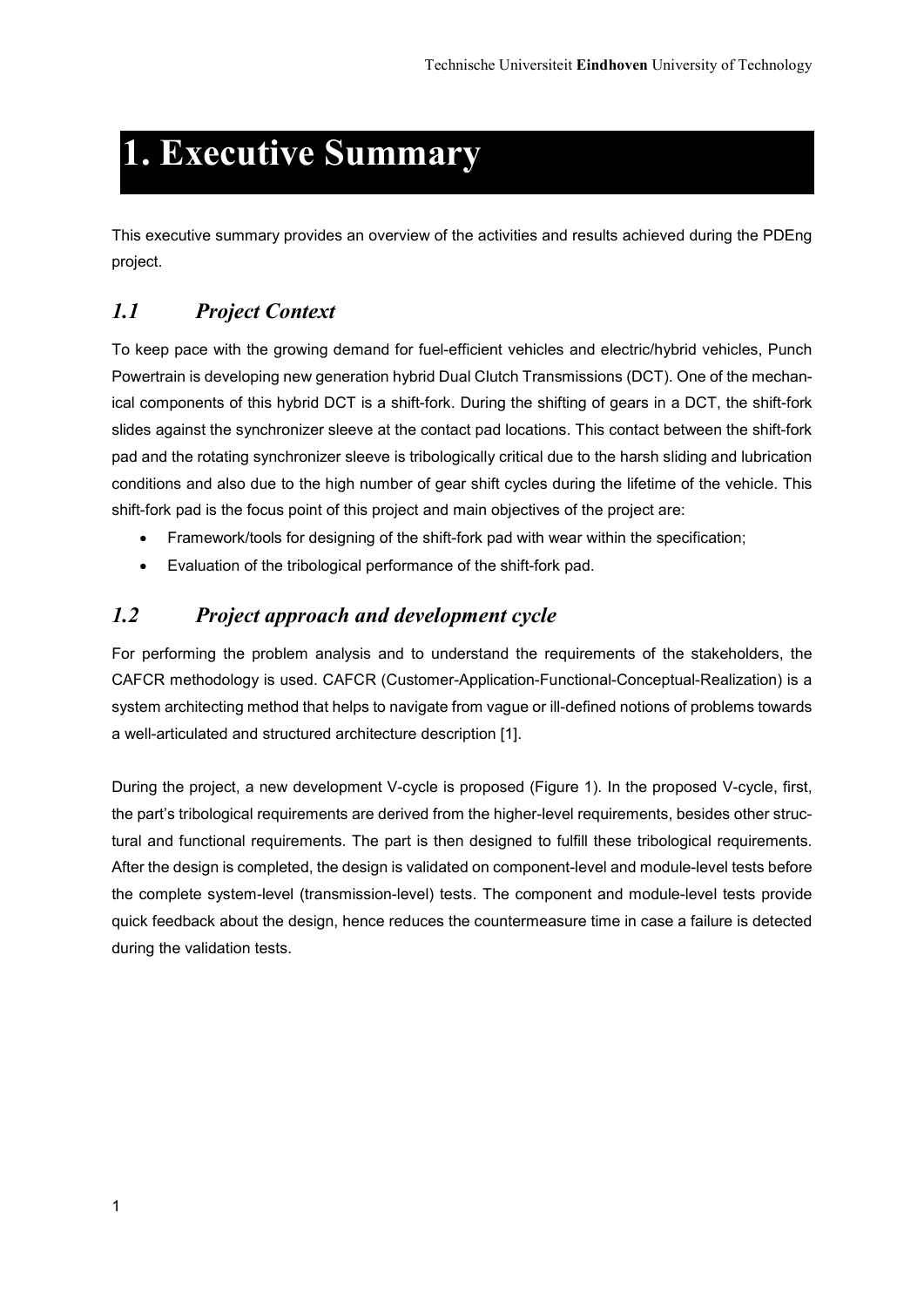# 1. Executive Summary

This executive summary provides an overview of the activities and results achieved during the PDEng project.

## *1.1 Project Context*

To keep pace with the growing demand for fuel-efficient vehicles and electric/hybrid vehicles, Punch Powertrain is developing new generation hybrid Dual Clutch Transmissions (DCT). One of the mechanical components of this hybrid DCT is a shift-fork. During the shifting of gears in a DCT, the shift-fork slides against the synchronizer sleeve at the contact pad locations. This contact between the shift-fork pad and the rotating synchronizer sleeve is tribologically critical due to the harsh sliding and lubrication conditions and also due to the high number of gear shift cycles during the lifetime of the vehicle. This shift-fork pad is the focus point of this project and main objectives of the project are:

- Framework/tools for designing of the shift-fork pad with wear within the specification;
- Evaluation of the tribological performance of the shift-fork pad.

## *1.2 Project approach and development cycle*

For performing the problem analysis and to understand the requirements of the stakeholders, the CAFCR methodology is used. CAFCR (Customer-Application-Functional-Conceptual-Realization) is a system architecting method that helps to navigate from vague or ill-defined notions of problems towards a well-articulated and structured architecture description [1].

During the project, a new development V-cycle is proposed (Figure 1). In the proposed V-cycle, first, the part's tribological requirements are derived from the higher-level requirements, besides other structural and functional requirements. The part is then designed to fulfill these tribological requirements. After the design is completed, the design is validated on component-level and module-level tests before the complete system-level (transmission-level) tests. The component and module-level tests provide quick feedback about the design, hence reduces the countermeasure time in case a failure is detected during the validation tests.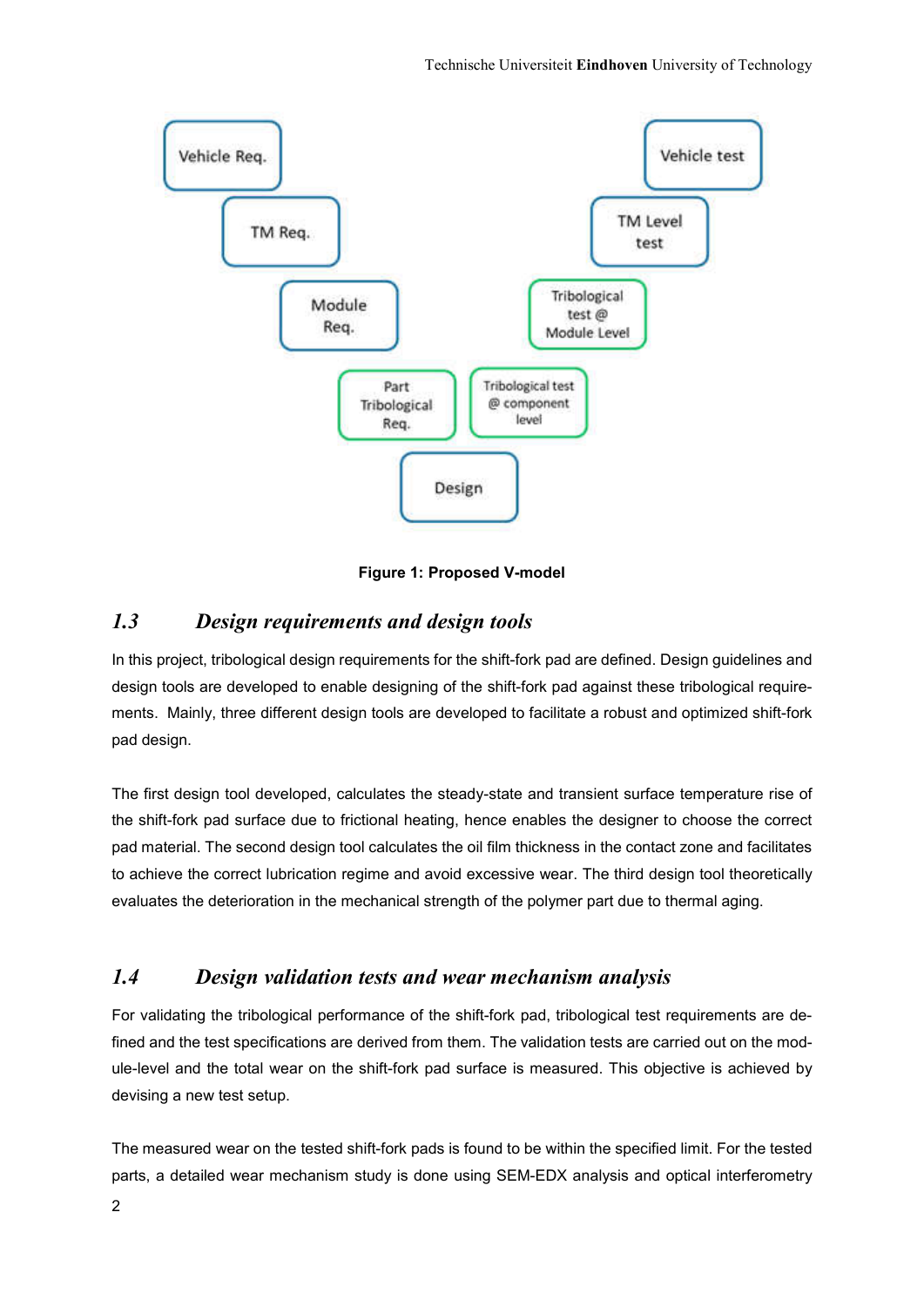Vehicle Req.

TM Req.

Module Req.

Part Tribological Req.

Design

Tribological test @ component level

Tribological test @ Module Level

TM Level test

Vehicle test

**Figure 1: Proposed V-model**

## *1.3 Design requirements and design tools*

In this project, tribological design requirements for the shift-fork pad are defined. Design guidelines and design tools are developed to enable designing of the shift-fork pad against these tribological requirements. Mainly, three different design tools are developed to facilitate a robust and optimized shift-fork pad design.

The first design tool developed, calculates the steady-state and transient surface temperature rise of the shift-fork pad surface due to frictional heating, hence enables the designer to choose the correct pad material. The second design tool calculates the oil film thickness in the contact zone and facilitates to achieve the correct lubrication regime and avoid excessive wear. The third design tool theoretically evaluates the deterioration in the mechanical strength of the polymer part due to thermal aging.

## *1.4 Design validation tests and wear mechanism analysis*

For validating the tribological performance of the shift-fork pad, tribological test requirements are defined and the test specifications are derived from them. The validation tests are carried out on the module-level and the total wear on the shift-fork pad surface is measured. This objective is achieved by devising a new test setup.

The measured wear on the tested shift-fork pads is found to be within the specified limit. For the tested parts, a detailed wear mechanism study is done using SEM-EDX analysis and optical interferometry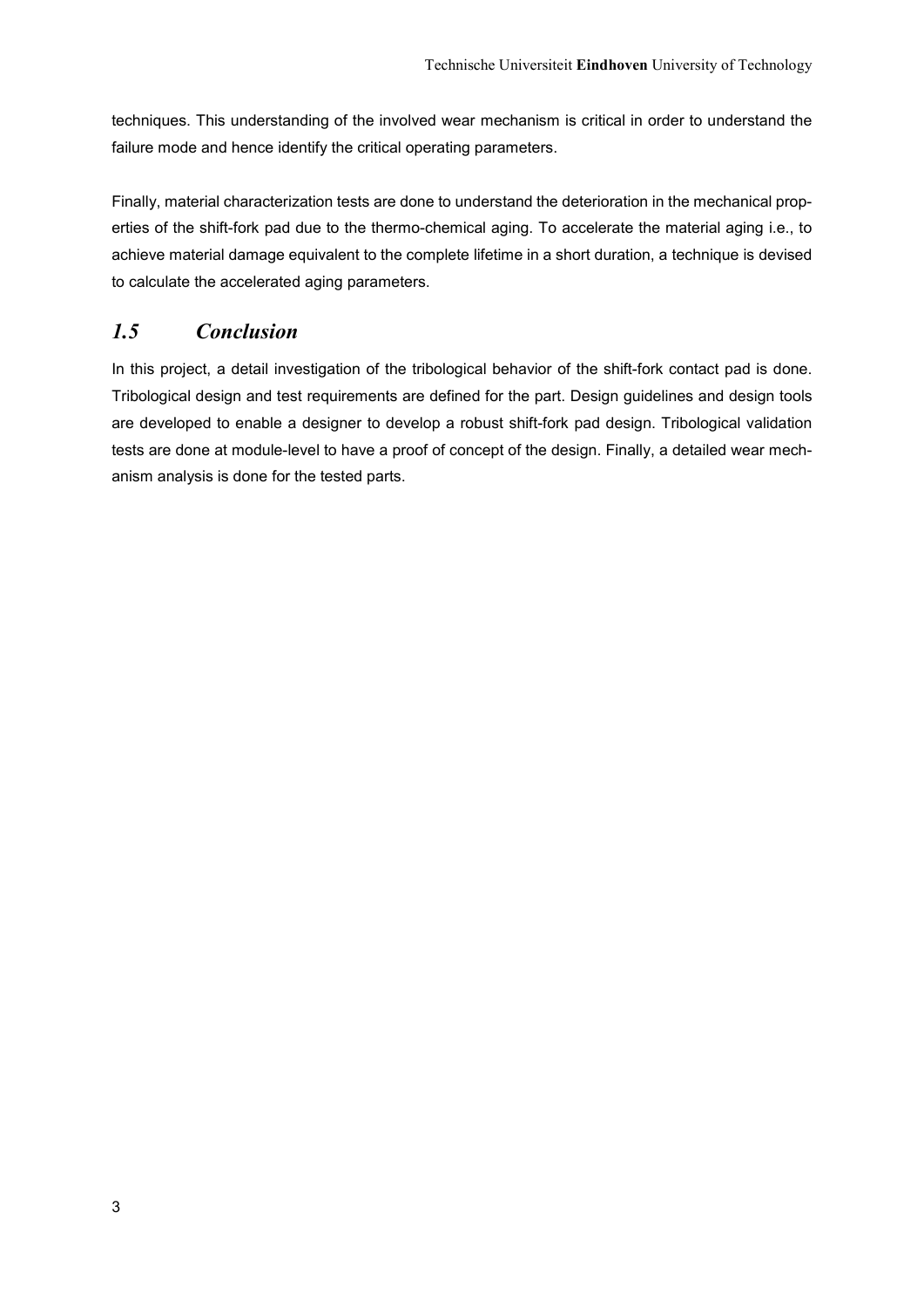techniques. This understanding of the involved wear mechanism is critical in order to understand the failure mode and hence identify the critical operating parameters.

Finally, material characterization tests are done to understand the deterioration in the mechanical properties of the shift-fork pad due to the thermo-chemical aging. To accelerate the material aging i.e., to achieve material damage equivalent to the complete lifetime in a short duration, a technique is devised to calculate the accelerated aging parameters.

## *1.5 Conclusion*

In this project, a detail investigation of the tribological behavior of the shift-fork contact pad is done. Tribological design and test requirements are defined for the part. Design guidelines and design tools are developed to enable a designer to develop a robust shift-fork pad design. Tribological validation tests are done at module-level to have a proof of concept of the design. Finally, a detailed wear mechanism analysis is done for the tested parts.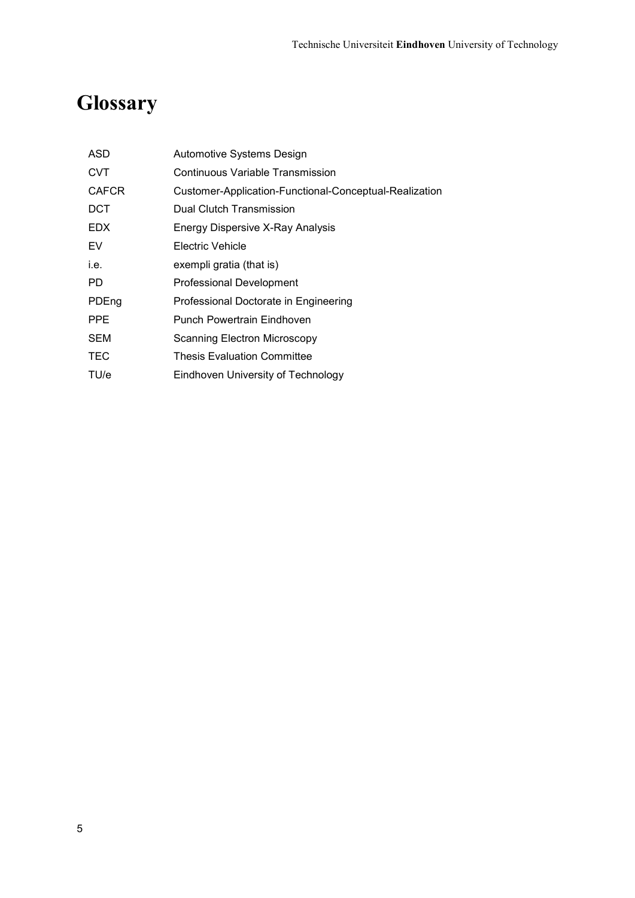# Glossary

| | |
|---|---|
| ASD | Automotive Systems Design |
| CVT | Continuous Variable Transmission |
| CAFCR | Customer-Application-Functional-Conceptual-Realization |
| DCT | Dual Clutch Transmission |
| EDX | Energy Dispersive X-Ray Analysis |
| EV | Electric Vehicle |
| i.e. | exempli gratia (that is) |
| PD | Professional Development |
| PDEng | Professional Doctorate in Engineering |
| PPE | Punch Powertrain Eindhoven |
| SEM | Scanning Electron Microscopy |
| TEC | Thesis Evaluation Committee |
| TU/e | Eindhoven University of Technology |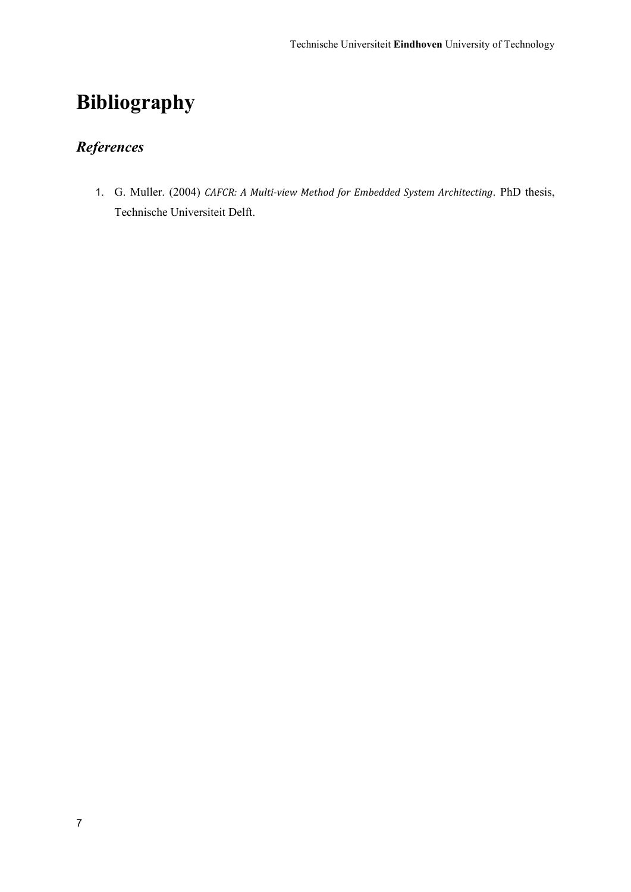# Bibliography

## *References*

1. G. Muller. (2004) *CAFCR: A Multi-view Method for Embedded System Architecting*. PhD thesis, Technische Universiteit Delft.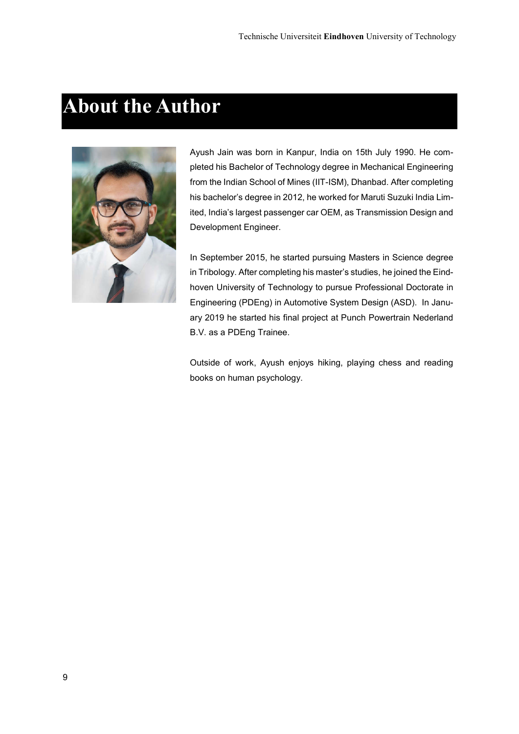# About the Author

Ayush Jain was born in Kanpur, India on 15th July 1990. He completed his Bachelor of Technology degree in Mechanical Engineering from the Indian School of Mines (IIT-ISM), Dhanbad. After completing his bachelor's degree in 2012, he worked for Maruti Suzuki India Limited, India's largest passenger car OEM, as Transmission Design and Development Engineer.

In September 2015, he started pursuing Masters in Science degree in Tribology. After completing his master's studies, he joined the Eindhoven University of Technology to pursue Professional Doctorate in Engineering (PDEng) in Automotive System Design (ASD). In January 2019 he started his final project at Punch Powertrain Nederland B.V. as a PDEng Trainee.

Outside of work, Ayush enjoys hiking, playing chess and reading books on human psychology.